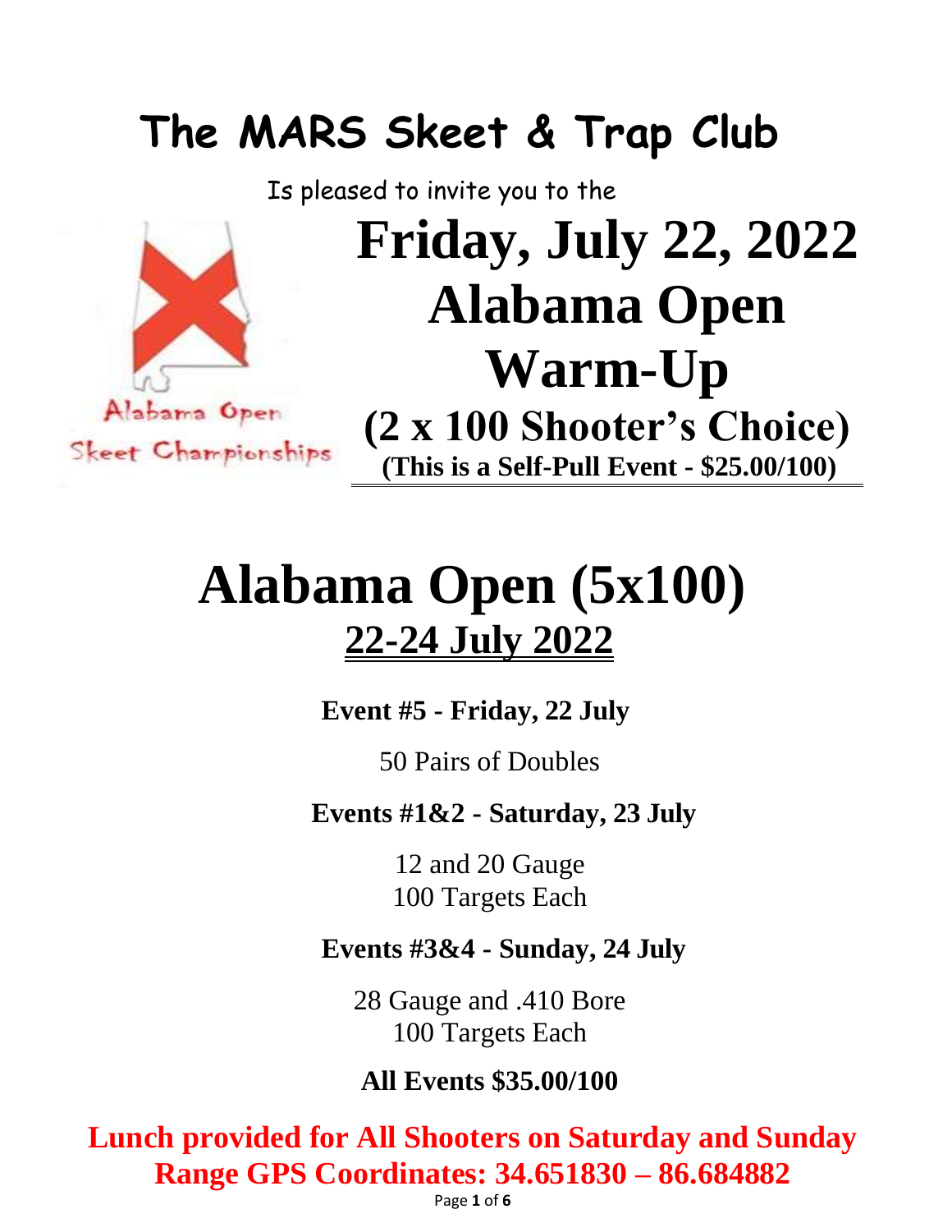# The MARS Skeet & Trap Club

Is pleased to invite you to the

Alabama Open Skeet Championships

# Friday, July 22, 2022 Alabama Open Warm-Up

## (2 x 100 Shooter's Choice)

**(This is a Self-Pull Event - $25.00/100)**

# Alabama Open (5x100)

## 22-24 July 2022

**Event #5 - Friday, 22 July**

50 Pairs of Doubles

**Events #1&2 - Saturday, 23 July**

12 and 20 Gauge
100 Targets Each

**Events #3&4 - Sunday, 24 July**

28 Gauge and .410 Bore
100 Targets Each

**All Events $35.00/100**

**Lunch provided for All Shooters on Saturday and Sunday**

**Range GPS Coordinates: 34.651830 – 86.684882**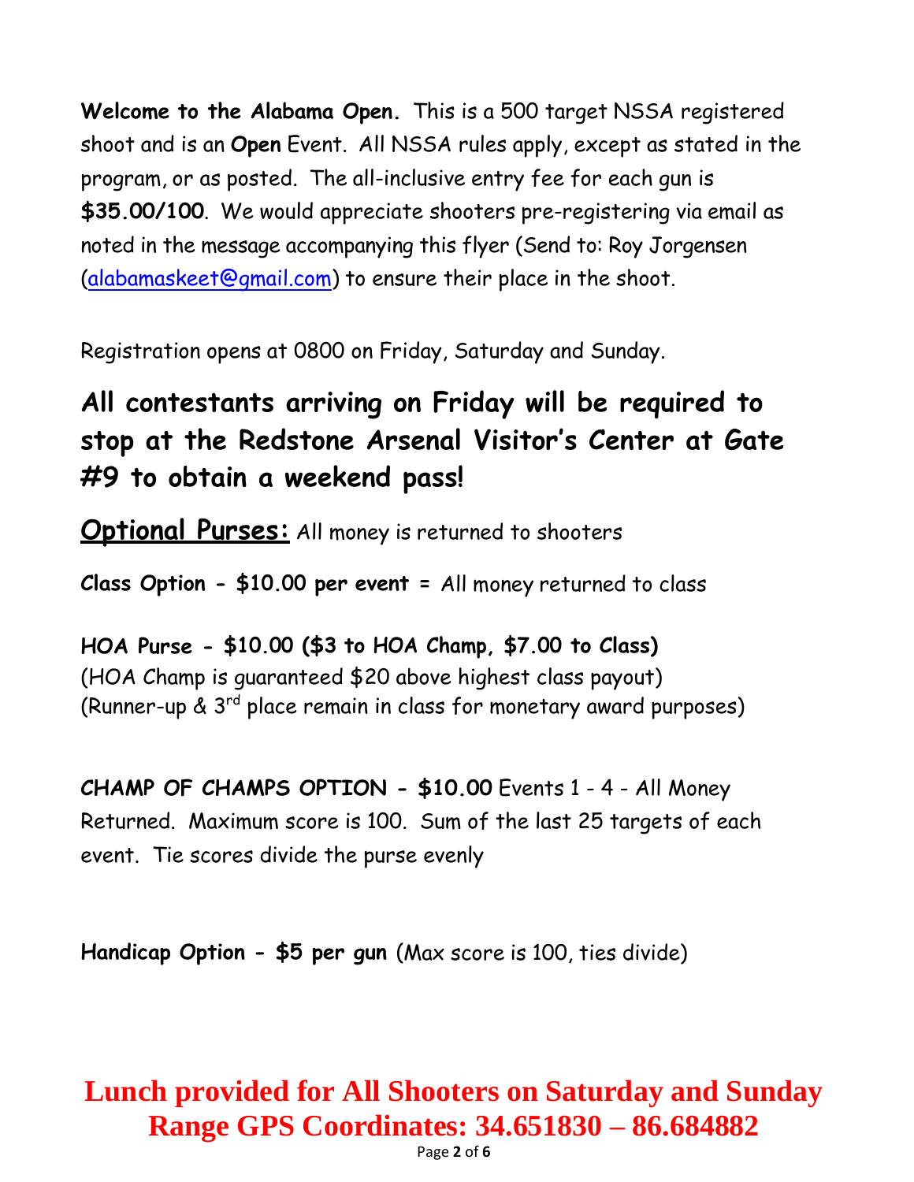**Welcome to the Alabama Open.** This is a 500 target NSSA registered shoot and is an **Open** Event. All NSSA rules apply, except as stated in the program, or as posted. The all-inclusive entry fee for each gun is **$35.00/100**. We would appreciate shooters pre-registering via email as noted in the message accompanying this flyer (Send to: Roy Jorgensen (alabamaskeet@gmail.com) to ensure their place in the shoot.

Registration opens at 0800 on Friday, Saturday and Sunday.

## All contestants arriving on Friday will be required to stop at the Redstone Arsenal Visitor's Center at Gate #9 to obtain a weekend pass!

**Optional Purses:** All money is returned to shooters

**Class Option - $10.00 per event =** All money returned to class

**HOA Purse - $10.00 ($3 to HOA Champ, $7.00 to Class)**
(HOA Champ is guaranteed $20 above highest class payout)
(Runner-up & 3rd place remain in class for monetary award purposes)

**CHAMP OF CHAMPS OPTION - $10.00** Events 1 - 4 - All Money Returned. Maximum score is 100. Sum of the last 25 targets of each event. Tie scores divide the purse evenly

**Handicap Option - $5 per gun** (Max score is 100, ties divide)

**Lunch provided for All Shooters on Saturday and Sunday**
**Range GPS Coordinates: 34.651830 – 86.684882**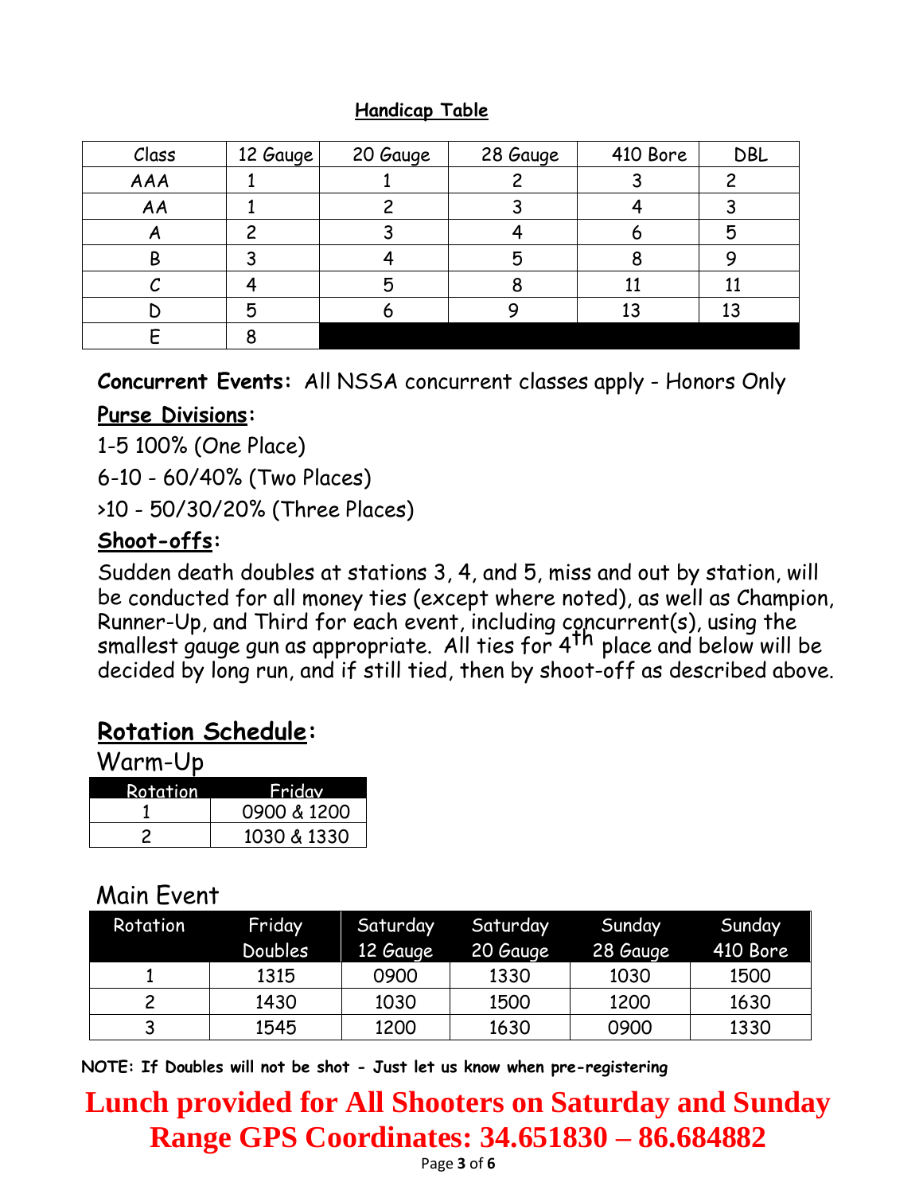### Handicap Table

| Class | 12 Gauge | 20 Gauge | 28 Gauge | 410 Bore | DBL |
|---|---|---|---|---|---|
| AAA | 1 | 1 | 2 | 3 | 2 |
| AA | 1 | 2 | 3 | 4 | 3 |
| A | 2 | 3 | 4 | 6 | 5 |
| B | 3 | 4 | 5 | 8 | 9 |
| C | 4 | 5 | 8 | 11 | 11 |
| D | 5 | 6 | 9 | 13 | 13 |
| E | 8 | | | | |

**Concurrent Events:** All NSSA concurrent classes apply - Honors Only

**Purse Divisions:**

1-5 100% (One Place)

6-10 - 60/40% (Two Places)

>10 - 50/30/20% (Three Places)

**Shoot-offs:**

Sudden death doubles at stations 3, 4, and 5, miss and out by station, will be conducted for all money ties (except where noted), as well as Champion, Runner-Up, and Third for each event, including concurrent(s), using the smallest gauge gun as appropriate. All ties for 4th place and below will be decided by long run, and if still tied, then by shoot-off as described above.

## Rotation Schedule:

Warm-Up

| Rotation | Friday |
|---|---|
| 1 | 0900 & 1200 |
| 2 | 1030 & 1330 |

Main Event

| Rotation | Friday Doubles | Saturday 12 Gauge | Saturday 20 Gauge | Sunday 28 Gauge | Sunday 410 Bore |
|---|---|---|---|---|---|
| 1 | 1315 | 0900 | 1330 | 1030 | 1500 |
| 2 | 1430 | 1030 | 1500 | 1200 | 1630 |
| 3 | 1545 | 1200 | 1630 | 0900 | 1330 |

**NOTE: If Doubles will not be shot - Just let us know when pre-registering**

**Lunch provided for All Shooters on Saturday and Sunday**

**Range GPS Coordinates: 34.651830 – 86.684882**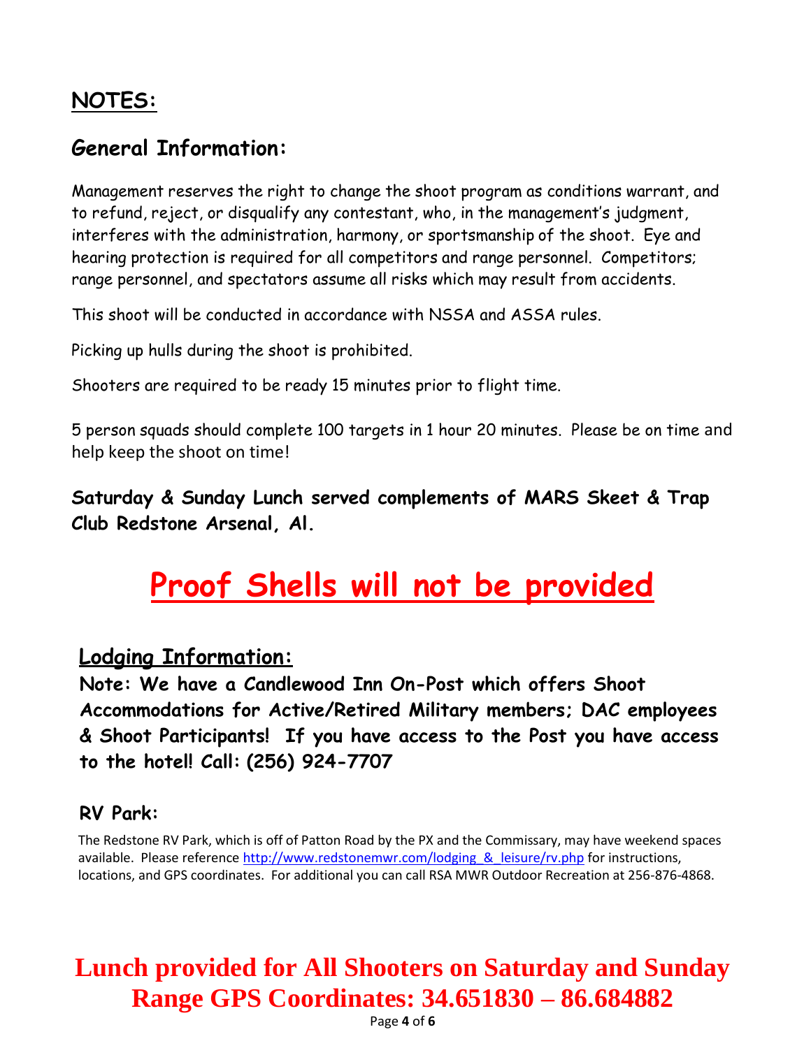## NOTES:

### General Information:

Management reserves the right to change the shoot program as conditions warrant, and to refund, reject, or disqualify any contestant, who, in the management's judgment, interferes with the administration, harmony, or sportsmanship of the shoot. Eye and hearing protection is required for all competitors and range personnel. Competitors; range personnel, and spectators assume all risks which may result from accidents.

This shoot will be conducted in accordance with NSSA and ASSA rules.

Picking up hulls during the shoot is prohibited.

Shooters are required to be ready 15 minutes prior to flight time.

5 person squads should complete 100 targets in 1 hour 20 minutes. Please be on time and help keep the shoot on time!

**Saturday & Sunday Lunch served complements of MARS Skeet & Trap Club Redstone Arsenal, Al.**

# Proof Shells will not be provided

### Lodging Information:

**Note: We have a Candlewood Inn On-Post which offers Shoot Accommodations for Active/Retired Military members; DAC employees & Shoot Participants! If you have access to the Post you have access to the hotel! Call: (256) 924-7707**

### RV Park:

The Redstone RV Park, which is off of Patton Road by the PX and the Commissary, may have weekend spaces available. Please reference http://www.redstonemwr.com/lodging_&_leisure/rv.php for instructions, locations, and GPS coordinates. For additional you can call RSA MWR Outdoor Recreation at 256-876-4868.

**Lunch provided for All Shooters on Saturday and Sunday**
**Range GPS Coordinates: 34.651830 – 86.684882**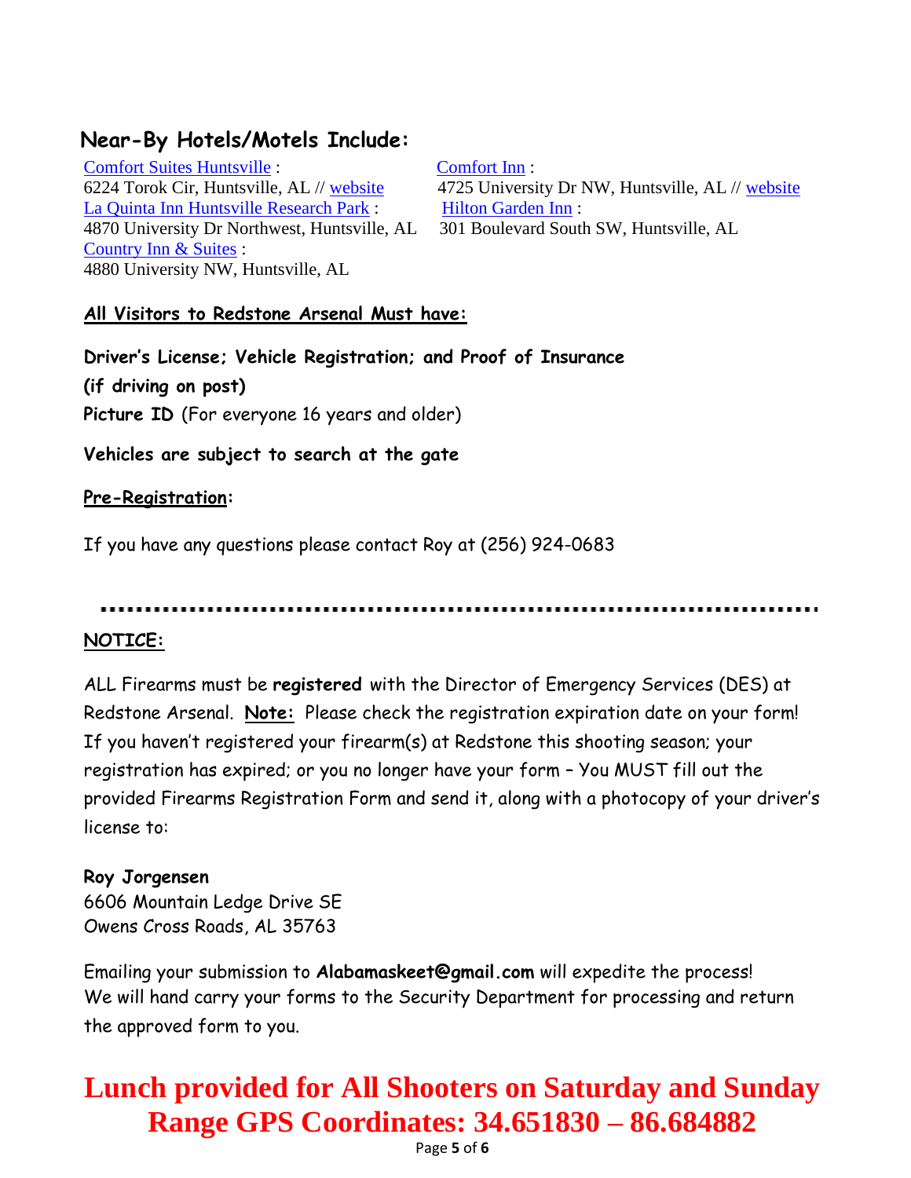## Near-By Hotels/Motels Include:

Comfort Suites Huntsville :
6224 Torok Cir, Huntsville, AL // website

La Quinta Inn Huntsville Research Park :
4870 University Dr Northwest, Huntsville, AL

Country Inn & Suites :
4880 University NW, Huntsville, AL

Comfort Inn :
4725 University Dr NW, Huntsville, AL // website

Hilton Garden Inn :
301 Boulevard South SW, Huntsville, AL

**All Visitors to Redstone Arsenal Must have:**

**Driver's License; Vehicle Registration; and Proof of Insurance (if driving on post)**

**Picture ID** (For everyone 16 years and older)

**Vehicles are subject to search at the gate**

**Pre-Registration:**

If you have any questions please contact Roy at (256) 924-0683

---

**NOTICE:**

ALL Firearms must be **registered** with the Director of Emergency Services (DES) at Redstone Arsenal. **Note:** Please check the registration expiration date on your form! If you haven't registered your firearm(s) at Redstone this shooting season; your registration has expired; or you no longer have your form – You MUST fill out the provided Firearms Registration Form and send it, along with a photocopy of your driver's license to:

**Roy Jorgensen**
6606 Mountain Ledge Drive SE
Owens Cross Roads, AL 35763

Emailing your submission to **Alabamaskeet@gmail.com** will expedite the process! We will hand carry your forms to the Security Department for processing and return the approved form to you.

**Lunch provided for All Shooters on Saturday and Sunday**

**Range GPS Coordinates: 34.651830 – 86.684882**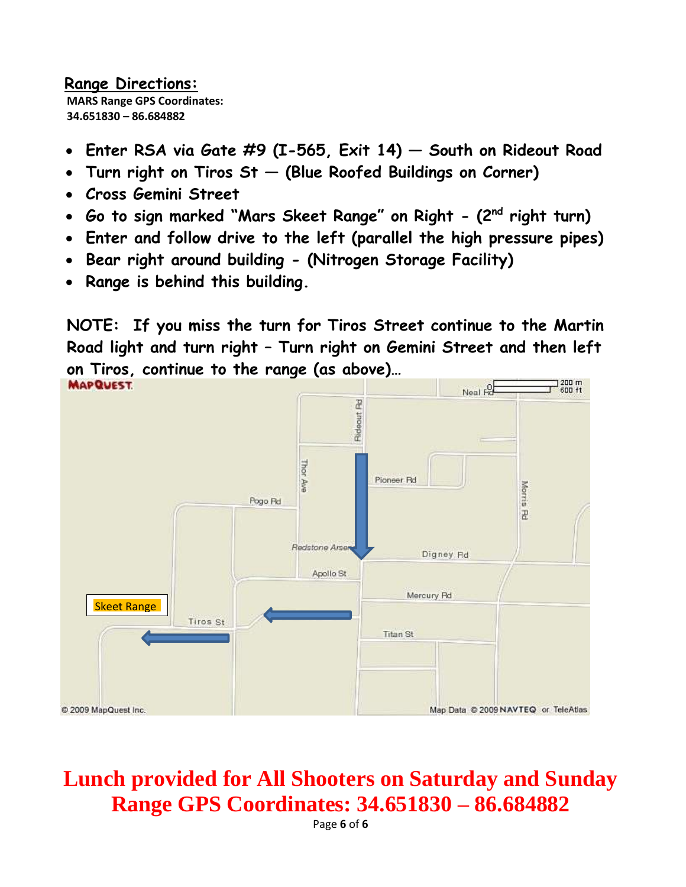## Range Directions:

**MARS Range GPS Coordinates:**
**34.651830 – 86.684882**

- **Enter RSA via Gate #9 (I-565, Exit 14) — South on Rideout Road**
- **Turn right on Tiros St — (Blue Roofed Buildings on Corner)**
- **Cross Gemini Street**
- **Go to sign marked "Mars Skeet Range" on Right - (2nd right turn)**
- **Enter and follow drive to the left (parallel the high pressure pipes)**
- **Bear right around building - (Nitrogen Storage Facility)**
- **Range is behind this building.**

**NOTE: If you miss the turn for Tiros Street continue to the Martin Road light and turn right – Turn right on Gemini Street and then left on Tiros, continue to the range (as above)…**

MAPQUEST
Neal Rd
0
200 m
600 ft
Rideout Rd
Thor Ave
Pioneer Rd
Morris Rd
Pogo Rd
Redstone Arsenal
Digney Rd
Apollo St
Mercury Rd
Skeet Range
Tiros St
Titan St
© 2009 MapQuest Inc.
Map Data © 2009 NAVTEQ or TeleAtlas

# Lunch provided for All Shooters on Saturday and Sunday
# Range GPS Coordinates: 34.651830 – 86.684882